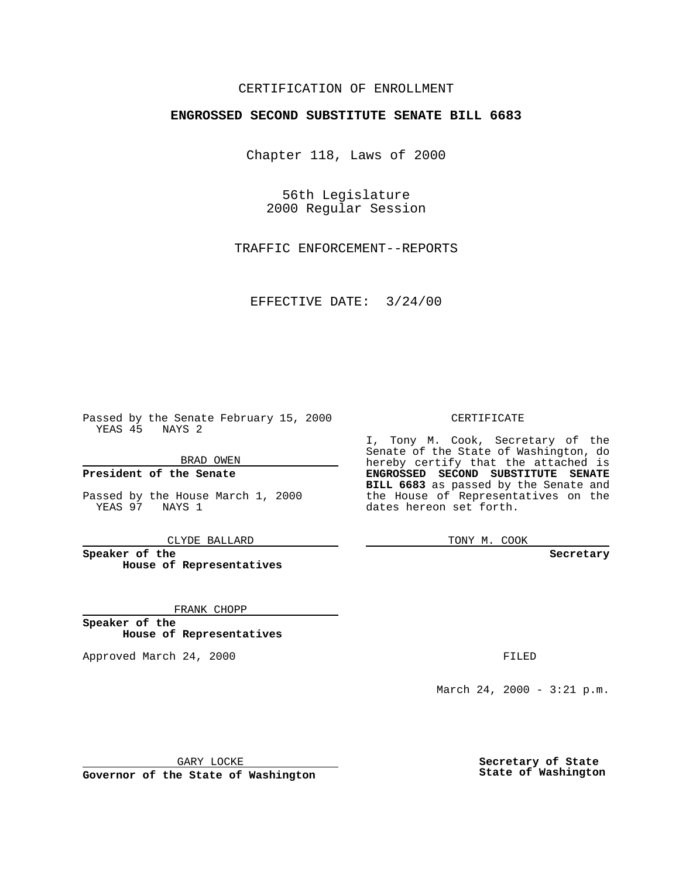CERTIFICATION OF ENROLLMENT

**ENGROSSED SECOND SUBSTITUTE SENATE BILL 6683**

Chapter 118, Laws of 2000

56th Legislature
2000 Regular Session

TRAFFIC ENFORCEMENT--REPORTS

EFFECTIVE DATE: 3/24/00

Passed by the Senate February 15, 2000
YEAS 45 NAYS 2

BRAD OWEN

**President of the Senate**

Passed by the House March 1, 2000
YEAS 97 NAYS 1

CLYDE BALLARD

**Speaker of the House of Representatives**

FRANK CHOPP

**Speaker of the House of Representatives**

Approved March 24, 2000

GARY LOCKE

**Governor of the State of Washington**

CERTIFICATE

I, Tony M. Cook, Secretary of the Senate of the State of Washington, do hereby certify that the attached is **ENGROSSED SECOND SUBSTITUTE SENATE BILL 6683** as passed by the Senate and the House of Representatives on the dates hereon set forth.

TONY M. COOK

**Secretary**

FILED

March 24, 2000 - 3:21 p.m.

**Secretary of State State of Washington**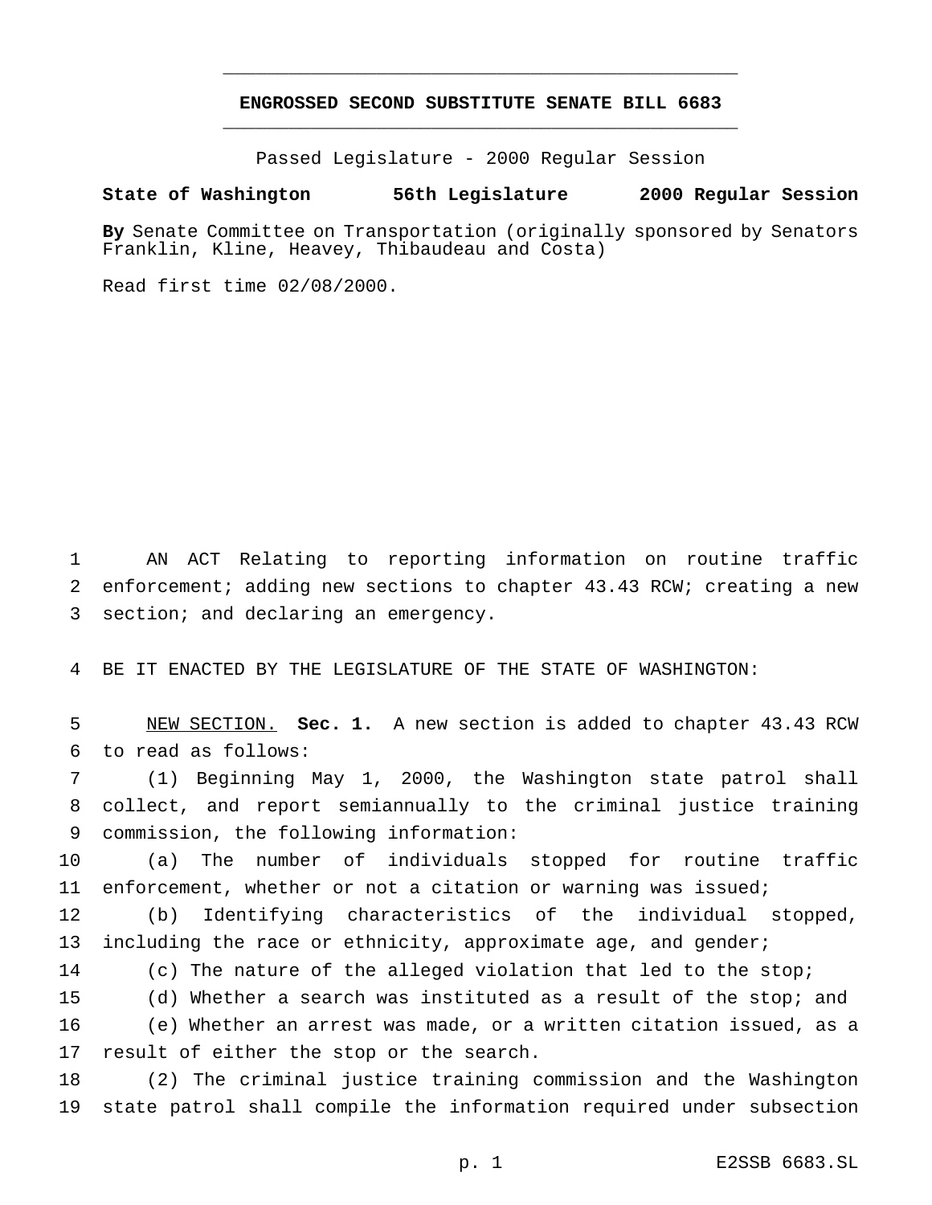# ENGROSSED SECOND SUBSTITUTE SENATE BILL 6683

Passed Legislature - 2000 Regular Session

**State of Washington 56th Legislature 2000 Regular Session**

**By** Senate Committee on Transportation (originally sponsored by Senators Franklin, Kline, Heavey, Thibaudeau and Costa)

Read first time 02/08/2000.

AN ACT Relating to reporting information on routine traffic enforcement; adding new sections to chapter 43.43 RCW; creating a new section; and declaring an emergency.

BE IT ENACTED BY THE LEGISLATURE OF THE STATE OF WASHINGTON:

NEW SECTION. **Sec. 1.** A new section is added to chapter 43.43 RCW to read as follows:

(1) Beginning May 1, 2000, the Washington state patrol shall collect, and report semiannually to the criminal justice training commission, the following information:

(a) The number of individuals stopped for routine traffic enforcement, whether or not a citation or warning was issued;

(b) Identifying characteristics of the individual stopped, including the race or ethnicity, approximate age, and gender;

(c) The nature of the alleged violation that led to the stop;

(d) Whether a search was instituted as a result of the stop; and

(e) Whether an arrest was made, or a written citation issued, as a result of either the stop or the search.

(2) The criminal justice training commission and the Washington state patrol shall compile the information required under subsection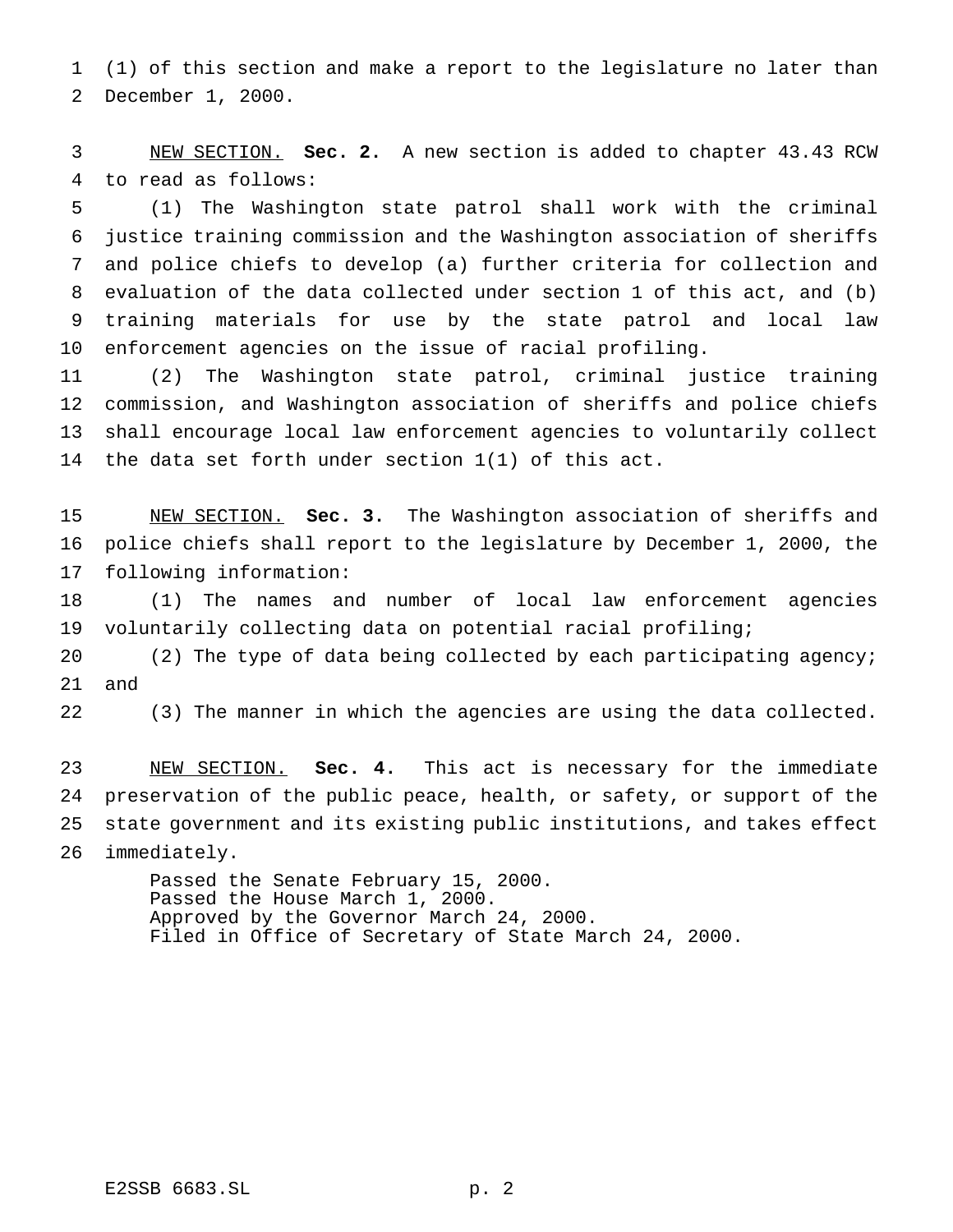(1) of this section and make a report to the legislature no later than December 1, 2000.

NEW SECTION. **Sec. 2.** A new section is added to chapter 43.43 RCW to read as follows:

(1) The Washington state patrol shall work with the criminal justice training commission and the Washington association of sheriffs and police chiefs to develop (a) further criteria for collection and evaluation of the data collected under section 1 of this act, and (b) training materials for use by the state patrol and local law enforcement agencies on the issue of racial profiling.

(2) The Washington state patrol, criminal justice training commission, and Washington association of sheriffs and police chiefs shall encourage local law enforcement agencies to voluntarily collect the data set forth under section 1(1) of this act.

NEW SECTION. **Sec. 3.** The Washington association of sheriffs and police chiefs shall report to the legislature by December 1, 2000, the following information:

(1) The names and number of local law enforcement agencies voluntarily collecting data on potential racial profiling;

(2) The type of data being collected by each participating agency; and

(3) The manner in which the agencies are using the data collected.

NEW SECTION. **Sec. 4.** This act is necessary for the immediate preservation of the public peace, health, or safety, or support of the state government and its existing public institutions, and takes effect immediately.

Passed the Senate February 15, 2000.
Passed the House March 1, 2000.
Approved by the Governor March 24, 2000.
Filed in Office of Secretary of State March 24, 2000.